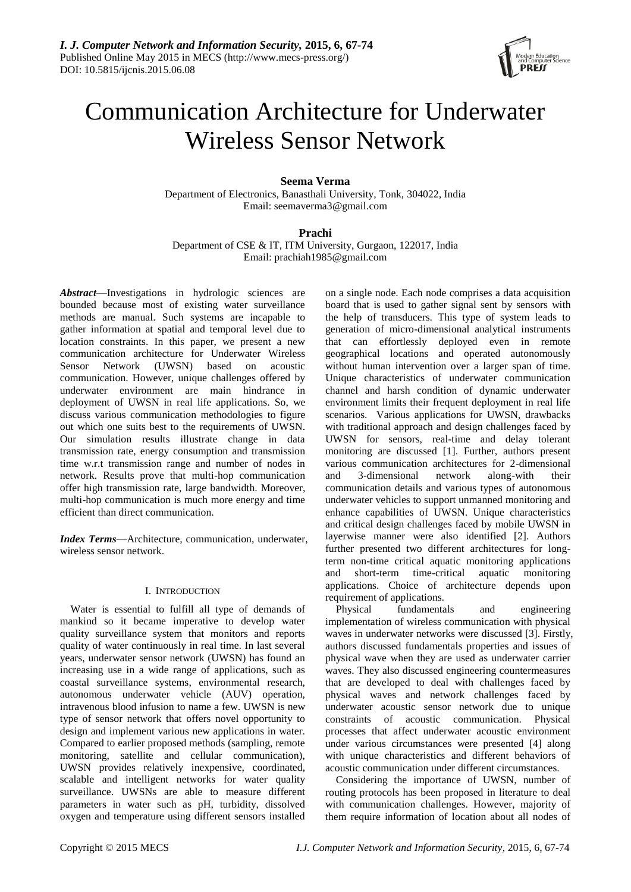# Communication Architecture for Underwater Wireless Sensor Network

**Seema Verma**
Department of Electronics, Banasthali University, Tonk, 304022, India
Email: seemaverma3@gmail.com

**Prachi**
Department of CSE & IT, ITM University, Gurgaon, 122017, India
Email: prachiah1985@gmail.com

***Abstract***—Investigations in hydrologic sciences are bounded because most of existing water surveillance methods are manual. Such systems are incapable to gather information at spatial and temporal level due to location constraints. In this paper, we present a new communication architecture for Underwater Wireless Sensor Network (UWSN) based on acoustic communication. However, unique challenges offered by underwater environment are main hindrance in deployment of UWSN in real life applications. So, we discuss various communication methodologies to figure out which one suits best to the requirements of UWSN. Our simulation results illustrate change in data transmission rate, energy consumption and transmission time w.r.t transmission range and number of nodes in network. Results prove that multi-hop communication offer high transmission rate, large bandwidth. Moreover, multi-hop communication is much more energy and time efficient than direct communication.

***Index Terms***—Architecture, communication, underwater, wireless sensor network.

## I. INTRODUCTION

Water is essential to fulfill all type of demands of mankind so it became imperative to develop water quality surveillance system that monitors and reports quality of water continuously in real time. In last several years, underwater sensor network (UWSN) has found an increasing use in a wide range of applications, such as coastal surveillance systems, environmental research, autonomous underwater vehicle (AUV) operation, intravenous blood infusion to name a few. UWSN is new type of sensor network that offers novel opportunity to design and implement various new applications in water. Compared to earlier proposed methods (sampling, remote monitoring, satellite and cellular communication), UWSN provides relatively inexpensive, coordinated, scalable and intelligent networks for water quality surveillance. UWSNs are able to measure different parameters in water such as pH, turbidity, dissolved oxygen and temperature using different sensors installed on a single node. Each node comprises a data acquisition board that is used to gather signal sent by sensors with the help of transducers. This type of system leads to generation of micro-dimensional analytical instruments that can effortlessly deployed even in remote geographical locations and operated autonomously without human intervention over a larger span of time. Unique characteristics of underwater communication channel and harsh condition of dynamic underwater environment limits their frequent deployment in real life scenarios. Various applications for UWSN, drawbacks with traditional approach and design challenges faced by UWSN for sensors, real-time and delay tolerant monitoring are discussed [1]. Further, authors present various communication architectures for 2-dimensional and 3-dimensional network along-with their communication details and various types of autonomous underwater vehicles to support unmanned monitoring and enhance capabilities of UWSN. Unique characteristics and critical design challenges faced by mobile UWSN in layerwise manner were also identified [2]. Authors further presented two different architectures for long-term non-time critical aquatic monitoring applications and short-term time-critical aquatic monitoring applications. Choice of architecture depends upon requirement of applications.

Physical fundamentals and engineering implementation of wireless communication with physical waves in underwater networks were discussed [3]. Firstly, authors discussed fundamentals properties and issues of physical wave when they are used as underwater carrier waves. They also discussed engineering countermeasures that are developed to deal with challenges faced by physical waves and network challenges faced by underwater acoustic sensor network due to unique constraints of acoustic communication. Physical processes that affect underwater acoustic environment under various circumstances were presented [4] along with unique characteristics and different behaviors of acoustic communication under different circumstances.

Considering the importance of UWSN, number of routing protocols has been proposed in literature to deal with communication challenges. However, majority of them require information of location about all nodes of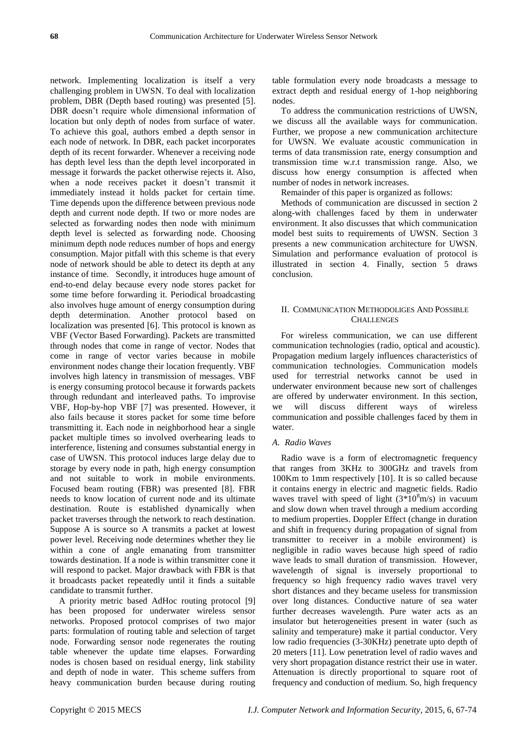network. Implementing localization is itself a very challenging problem in UWSN. To deal with localization problem, DBR (Depth based routing) was presented [5]. DBR doesn't require whole dimensional information of location but only depth of nodes from surface of water. To achieve this goal, authors embed a depth sensor in each node of network. In DBR, each packet incorporates depth of its recent forwarder. Whenever a receiving node has depth level less than the depth level incorporated in message it forwards the packet otherwise rejects it. Also, when a node receives packet it doesn't transmit it immediately instead it holds packet for certain time. Time depends upon the difference between previous node depth and current node depth. If two or more nodes are selected as forwarding nodes then node with minimum depth level is selected as forwarding node. Choosing minimum depth node reduces number of hops and energy consumption. Major pitfall with this scheme is that every node of network should be able to detect its depth at any instance of time. Secondly, it introduces huge amount of end-to-end delay because every node stores packet for some time before forwarding it. Periodical broadcasting also involves huge amount of energy consumption during depth determination. Another protocol based on localization was presented [6]. This protocol is known as VBF (Vector Based Forwarding). Packets are transmitted through nodes that come in range of vector. Nodes that come in range of vector varies because in mobile environment nodes change their location frequently. VBF involves high latency in transmission of messages. VBF is energy consuming protocol because it forwards packets through redundant and interleaved paths. To improvise VBF, Hop-by-hop VBF [7] was presented. However, it also fails because it stores packet for some time before transmitting it. Each node in neighborhood hear a single packet multiple times so involved overhearing leads to interference, listening and consumes substantial energy in case of UWSN. This protocol induces large delay due to storage by every node in path, high energy consumption and not suitable to work in mobile environments. Focused beam routing (FBR) was presented [8]. FBR needs to know location of current node and its ultimate destination. Route is established dynamically when packet traverses through the network to reach destination. Suppose A is source so A transmits a packet at lowest power level. Receiving node determines whether they lie within a cone of angle emanating from transmitter towards destination. If a node is within transmitter cone it will respond to packet. Major drawback with FBR is that it broadcasts packet repeatedly until it finds a suitable candidate to transmit further.

A priority metric based AdHoc routing protocol [9] has been proposed for underwater wireless sensor networks. Proposed protocol comprises of two major parts: formulation of routing table and selection of target node. Forwarding sensor node regenerates the routing table whenever the update time elapses. Forwarding nodes is chosen based on residual energy, link stability and depth of node in water. This scheme suffers from heavy communication burden because during routing table formulation every node broadcasts a message to extract depth and residual energy of 1-hop neighboring nodes.

To address the communication restrictions of UWSN, we discuss all the available ways for communication. Further, we propose a new communication architecture for UWSN. We evaluate acoustic communication in terms of data transmission rate, energy consumption and transmission time w.r.t transmission range. Also, we discuss how energy consumption is affected when number of nodes in network increases.

Remainder of this paper is organized as follows:

Methods of communication are discussed in section 2 along-with challenges faced by them in underwater environment. It also discusses that which communication model best suits to requirements of UWSN. Section 3 presents a new communication architecture for UWSN. Simulation and performance evaluation of protocol is illustrated in section 4. Finally, section 5 draws conclusion.

## II. Communication Methodoliges And Possible Challenges

For wireless communication, we can use different communication technologies (radio, optical and acoustic). Propagation medium largely influences characteristics of communication technologies. Communication models used for terrestrial networks cannot be used in underwater environment because new sort of challenges are offered by underwater environment. In this section, we will discuss different ways of wireless communication and possible challenges faced by them in water.

### *A. Radio Waves*

Radio wave is a form of electromagnetic frequency that ranges from 3KHz to 300GHz and travels from 100Km to 1mm respectively [10]. It is so called because it contains energy in electric and magnetic fields. Radio waves travel with speed of light ($3*10^8$m/s) in vacuum and slow down when travel through a medium according to medium properties. Doppler Effect (change in duration and shift in frequency during propagation of signal from transmitter to receiver in a mobile environment) is negligible in radio waves because high speed of radio wave leads to small duration of transmission. However, wavelength of signal is inversely proportional to frequency so high frequency radio waves travel very short distances and they became useless for transmission over long distances. Conductive nature of sea water further decreases wavelength. Pure water acts as an insulator but heterogeneities present in water (such as salinity and temperature) make it partial conductor. Very low radio frequencies (3-30KHz) penetrate upto depth of 20 meters [11]. Low penetration level of radio waves and very short propagation distance restrict their use in water. Attenuation is directly proportional to square root of frequency and conduction of medium. So, high frequency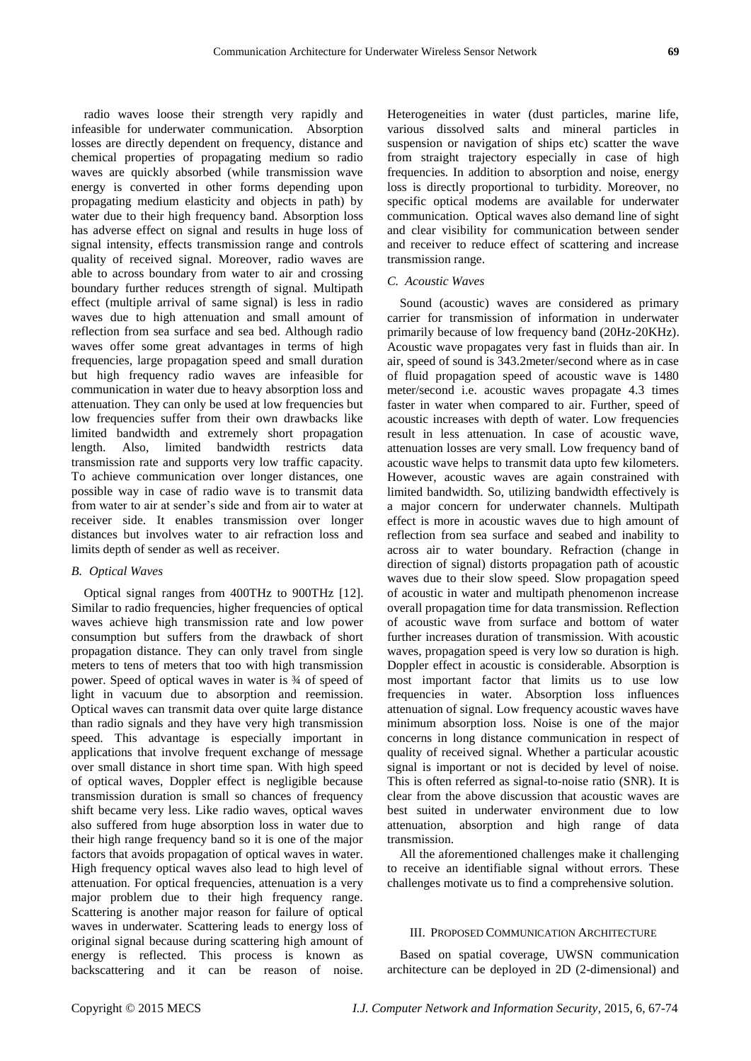radio waves loose their strength very rapidly and infeasible for underwater communication. Absorption losses are directly dependent on frequency, distance and chemical properties of propagating medium so radio waves are quickly absorbed (while transmission wave energy is converted in other forms depending upon propagating medium elasticity and objects in path) by water due to their high frequency band. Absorption loss has adverse effect on signal and results in huge loss of signal intensity, effects transmission range and controls quality of received signal. Moreover, radio waves are able to across boundary from water to air and crossing boundary further reduces strength of signal. Multipath effect (multiple arrival of same signal) is less in radio waves due to high attenuation and small amount of reflection from sea surface and sea bed. Although radio waves offer some great advantages in terms of high frequencies, large propagation speed and small duration but high frequency radio waves are infeasible for communication in water due to heavy absorption loss and attenuation. They can only be used at low frequencies but low frequencies suffer from their own drawbacks like limited bandwidth and extremely short propagation length. Also, limited bandwidth restricts data transmission rate and supports very low traffic capacity. To achieve communication over longer distances, one possible way in case of radio wave is to transmit data from water to air at sender's side and from air to water at receiver side. It enables transmission over longer distances but involves water to air refraction loss and limits depth of sender as well as receiver.

### *B. Optical Waves*

Optical signal ranges from 400THz to 900THz [12]. Similar to radio frequencies, higher frequencies of optical waves achieve high transmission rate and low power consumption but suffers from the drawback of short propagation distance. They can only travel from single meters to tens of meters that too with high transmission power. Speed of optical waves in water is ¾ of speed of light in vacuum due to absorption and reemission. Optical waves can transmit data over quite large distance than radio signals and they have very high transmission speed. This advantage is especially important in applications that involve frequent exchange of message over small distance in short time span. With high speed of optical waves, Doppler effect is negligible because transmission duration is small so chances of frequency shift became very less. Like radio waves, optical waves also suffered from huge absorption loss in water due to their high range frequency band so it is one of the major factors that avoids propagation of optical waves in water. High frequency optical waves also lead to high level of attenuation. For optical frequencies, attenuation is a very major problem due to their high frequency range. Scattering is another major reason for failure of optical waves in underwater. Scattering leads to energy loss of original signal because during scattering high amount of energy is reflected. This process is known as backscattering and it can be reason of noise. Heterogeneities in water (dust particles, marine life, various dissolved salts and mineral particles in suspension or navigation of ships etc) scatter the wave from straight trajectory especially in case of high frequencies. In addition to absorption and noise, energy loss is directly proportional to turbidity. Moreover, no specific optical modems are available for underwater communication. Optical waves also demand line of sight and clear visibility for communication between sender and receiver to reduce effect of scattering and increase transmission range.

### *C. Acoustic Waves*

Sound (acoustic) waves are considered as primary carrier for transmission of information in underwater primarily because of low frequency band (20Hz-20KHz). Acoustic wave propagates very fast in fluids than air. In air, speed of sound is 343.2meter/second where as in case of fluid propagation speed of acoustic wave is 1480 meter/second i.e. acoustic waves propagate 4.3 times faster in water when compared to air. Further, speed of acoustic increases with depth of water. Low frequencies result in less attenuation. In case of acoustic wave, attenuation losses are very small. Low frequency band of acoustic wave helps to transmit data upto few kilometers. However, acoustic waves are again constrained with limited bandwidth. So, utilizing bandwidth effectively is a major concern for underwater channels. Multipath effect is more in acoustic waves due to high amount of reflection from sea surface and seabed and inability to across air to water boundary. Refraction (change in direction of signal) distorts propagation path of acoustic waves due to their slow speed. Slow propagation speed of acoustic in water and multipath phenomenon increase overall propagation time for data transmission. Reflection of acoustic wave from surface and bottom of water further increases duration of transmission. With acoustic waves, propagation speed is very low so duration is high. Doppler effect in acoustic is considerable. Absorption is most important factor that limits us to use low frequencies in water. Absorption loss influences attenuation of signal. Low frequency acoustic waves have minimum absorption loss. Noise is one of the major concerns in long distance communication in respect of quality of received signal. Whether a particular acoustic signal is important or not is decided by level of noise. This is often referred as signal-to-noise ratio (SNR). It is clear from the above discussion that acoustic waves are best suited in underwater environment due to low attenuation, absorption and high range of data transmission.

All the aforementioned challenges make it challenging to receive an identifiable signal without errors. These challenges motivate us to find a comprehensive solution.

## III. Proposed Communication Architecture

Based on spatial coverage, UWSN communication architecture can be deployed in 2D (2-dimensional) and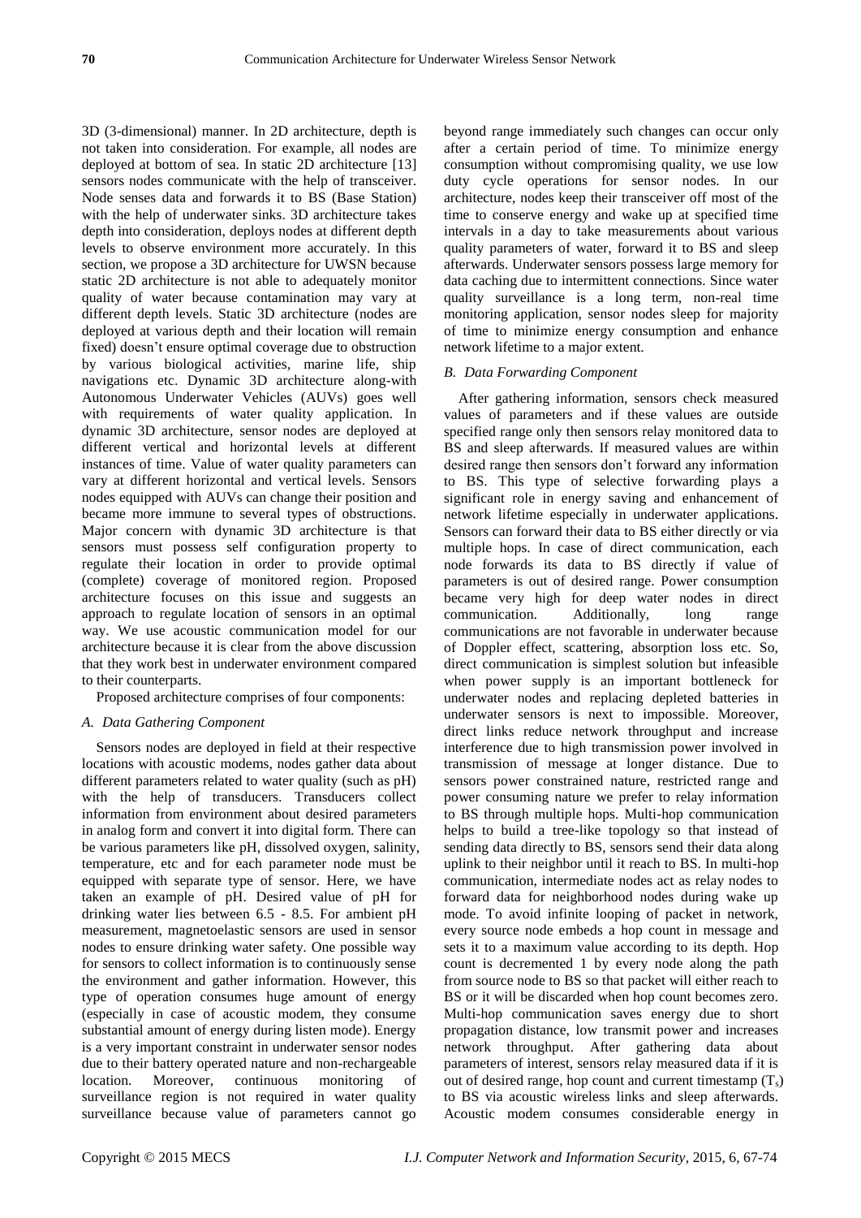3D (3-dimensional) manner. In 2D architecture, depth is not taken into consideration. For example, all nodes are deployed at bottom of sea. In static 2D architecture [13] sensors nodes communicate with the help of transceiver. Node senses data and forwards it to BS (Base Station) with the help of underwater sinks. 3D architecture takes depth into consideration, deploys nodes at different depth levels to observe environment more accurately. In this section, we propose a 3D architecture for UWSN because static 2D architecture is not able to adequately monitor quality of water because contamination may vary at different depth levels. Static 3D architecture (nodes are deployed at various depth and their location will remain fixed) doesn't ensure optimal coverage due to obstruction by various biological activities, marine life, ship navigations etc. Dynamic 3D architecture along-with Autonomous Underwater Vehicles (AUVs) goes well with requirements of water quality application. In dynamic 3D architecture, sensor nodes are deployed at different vertical and horizontal levels at different instances of time. Value of water quality parameters can vary at different horizontal and vertical levels. Sensors nodes equipped with AUVs can change their position and became more immune to several types of obstructions. Major concern with dynamic 3D architecture is that sensors must possess self configuration property to regulate their location in order to provide optimal (complete) coverage of monitored region. Proposed architecture focuses on this issue and suggests an approach to regulate location of sensors in an optimal way. We use acoustic communication model for our architecture because it is clear from the above discussion that they work best in underwater environment compared to their counterparts.

Proposed architecture comprises of four components:

### *A. Data Gathering Component*

Sensors nodes are deployed in field at their respective locations with acoustic modems, nodes gather data about different parameters related to water quality (such as pH) with the help of transducers. Transducers collect information from environment about desired parameters in analog form and convert it into digital form. There can be various parameters like pH, dissolved oxygen, salinity, temperature, etc and for each parameter node must be equipped with separate type of sensor. Here, we have taken an example of pH. Desired value of pH for drinking water lies between 6.5 - 8.5. For ambient pH measurement, magnetoelastic sensors are used in sensor nodes to ensure drinking water safety. One possible way for sensors to collect information is to continuously sense the environment and gather information. However, this type of operation consumes huge amount of energy (especially in case of acoustic modem, they consume substantial amount of energy during listen mode). Energy is a very important constraint in underwater sensor nodes due to their battery operated nature and non-rechargeable location. Moreover, continuous monitoring of surveillance region is not required in water quality surveillance because value of parameters cannot go beyond range immediately such changes can occur only after a certain period of time. To minimize energy consumption without compromising quality, we use low duty cycle operations for sensor nodes. In our architecture, nodes keep their transceiver off most of the time to conserve energy and wake up at specified time intervals in a day to take measurements about various quality parameters of water, forward it to BS and sleep afterwards. Underwater sensors possess large memory for data caching due to intermittent connections. Since water quality surveillance is a long term, non-real time monitoring application, sensor nodes sleep for majority of time to minimize energy consumption and enhance network lifetime to a major extent.

### *B. Data Forwarding Component*

After gathering information, sensors check measured values of parameters and if these values are outside specified range only then sensors relay monitored data to BS and sleep afterwards. If measured values are within desired range then sensors don't forward any information to BS. This type of selective forwarding plays a significant role in energy saving and enhancement of network lifetime especially in underwater applications. Sensors can forward their data to BS either directly or via multiple hops. In case of direct communication, each node forwards its data to BS directly if value of parameters is out of desired range. Power consumption became very high for deep water nodes in direct communication. Additionally, long range communications are not favorable in underwater because of Doppler effect, scattering, absorption loss etc. So, direct communication is simplest solution but infeasible when power supply is an important bottleneck for underwater nodes and replacing depleted batteries in underwater sensors is next to impossible. Moreover, direct links reduce network throughput and increase interference due to high transmission power involved in transmission of message at longer distance. Due to sensors power constrained nature, restricted range and power consuming nature we prefer to relay information to BS through multiple hops. Multi-hop communication helps to build a tree-like topology so that instead of sending data directly to BS, sensors send their data along uplink to their neighbor until it reach to BS. In multi-hop communication, intermediate nodes act as relay nodes to forward data for neighborhood nodes during wake up mode. To avoid infinite looping of packet in network, every source node embeds a hop count in message and sets it to a maximum value according to its depth. Hop count is decremented 1 by every node along the path from source node to BS so that packet will either reach to BS or it will be discarded when hop count becomes zero. Multi-hop communication saves energy due to short propagation distance, low transmit power and increases network throughput. After gathering data about parameters of interest, sensors relay measured data if it is out of desired range, hop count and current timestamp ($T_s$) to BS via acoustic wireless links and sleep afterwards. Acoustic modem consumes considerable energy in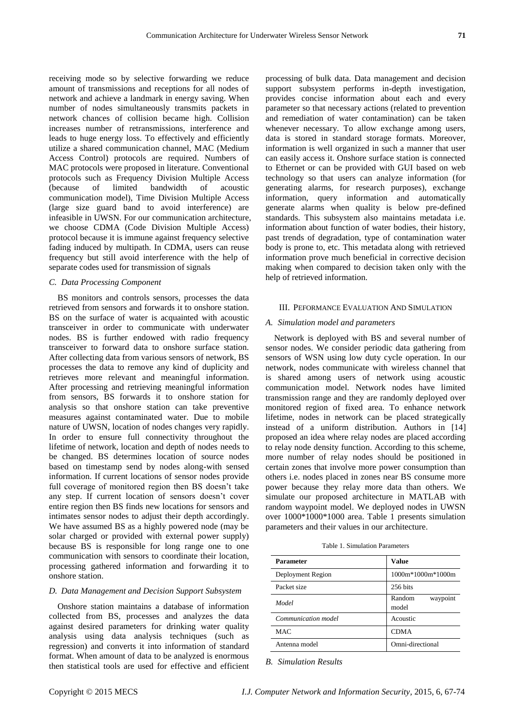receiving mode so by selective forwarding we reduce amount of transmissions and receptions for all nodes of network and achieve a landmark in energy saving. When number of nodes simultaneously transmits packets in network chances of collision became high. Collision increases number of retransmissions, interference and leads to huge energy loss. To effectively and efficiently utilize a shared communication channel, MAC (Medium Access Control) protocols are required. Numbers of MAC protocols were proposed in literature. Conventional protocols such as Frequency Division Multiple Access (because of limited bandwidth of acoustic communication model), Time Division Multiple Access (large size guard band to avoid interference) are infeasible in UWSN. For our communication architecture, we choose CDMA (Code Division Multiple Access) protocol because it is immune against frequency selective fading induced by multipath. In CDMA, users can reuse frequency but still avoid interference with the help of separate codes used for transmission of signals

### *C. Data Processing Component*

BS monitors and controls sensors, processes the data retrieved from sensors and forwards it to onshore station. BS on the surface of water is acquainted with acoustic transceiver in order to communicate with underwater nodes. BS is further endowed with radio frequency transceiver to forward data to onshore surface station. After collecting data from various sensors of network, BS processes the data to remove any kind of duplicity and retrieves more relevant and meaningful information. After processing and retrieving meaningful information from sensors, BS forwards it to onshore station for analysis so that onshore station can take preventive measures against contaminated water. Due to mobile nature of UWSN, location of nodes changes very rapidly. In order to ensure full connectivity throughout the lifetime of network, location and depth of nodes needs to be changed. BS determines location of source nodes based on timestamp send by nodes along-with sensed information. If current locations of sensor nodes provide full coverage of monitored region then BS doesn't take any step. If current location of sensors doesn't cover entire region then BS finds new locations for sensors and intimates sensor nodes to adjust their depth accordingly. We have assumed BS as a highly powered node (may be solar charged or provided with external power supply) because BS is responsible for long range one to one communication with sensors to coordinate their location, processing gathered information and forwarding it to onshore station.

### *D. Data Management and Decision Support Subsystem*

Onshore station maintains a database of information collected from BS, processes and analyzes the data against desired parameters for drinking water quality analysis using data analysis techniques (such as regression) and converts it into information of standard format. When amount of data to be analyzed is enormous then statistical tools are used for effective and efficient processing of bulk data. Data management and decision support subsystem performs in-depth investigation, provides concise information about each and every parameter so that necessary actions (related to prevention and remediation of water contamination) can be taken whenever necessary. To allow exchange among users, data is stored in standard storage formats. Moreover, information is well organized in such a manner that user can easily access it. Onshore surface station is connected to Ethernet or can be provided with GUI based on web technology so that users can analyze information (for generating alarms, for research purposes), exchange information, query information and automatically generate alarms when quality is below pre-defined standards. This subsystem also maintains metadata i.e. information about function of water bodies, their history, past trends of degradation, type of contamination water body is prone to, etc. This metadata along with retrieved information prove much beneficial in corrective decision making when compared to decision taken only with the help of retrieved information.

## III. Peformance Evaluation And Simulation

### *A. Simulation model and parameters*

Network is deployed with BS and several number of sensor nodes. We consider periodic data gathering from sensors of WSN using low duty cycle operation. In our network, nodes communicate with wireless channel that is shared among users of network using acoustic communication model. Network nodes have limited transmission range and they are randomly deployed over monitored region of fixed area. To enhance network lifetime, nodes in network can be placed strategically instead of a uniform distribution. Authors in [14] proposed an idea where relay nodes are placed according to relay node density function. According to this scheme, more number of relay nodes should be positioned in certain zones that involve more power consumption than others i.e. nodes placed in zones near BS consume more power because they relay more data than others. We simulate our proposed architecture in MATLAB with random waypoint model. We deployed nodes in UWSN over 1000*1000*1000 area. Table 1 presents simulation parameters and their values in our architecture.

Table 1. Simulation Parameters

| Parameter | Value |
|---|---|
| Deployment Region | 1000m*1000m*1000m |
| Packet size | 256 bits |
| *Model* | Random waypoint model |
| *Communication model* | Acoustic |
| MAC | CDMA |
| Antenna model | Omni-directional |

### *B. Simulation Results*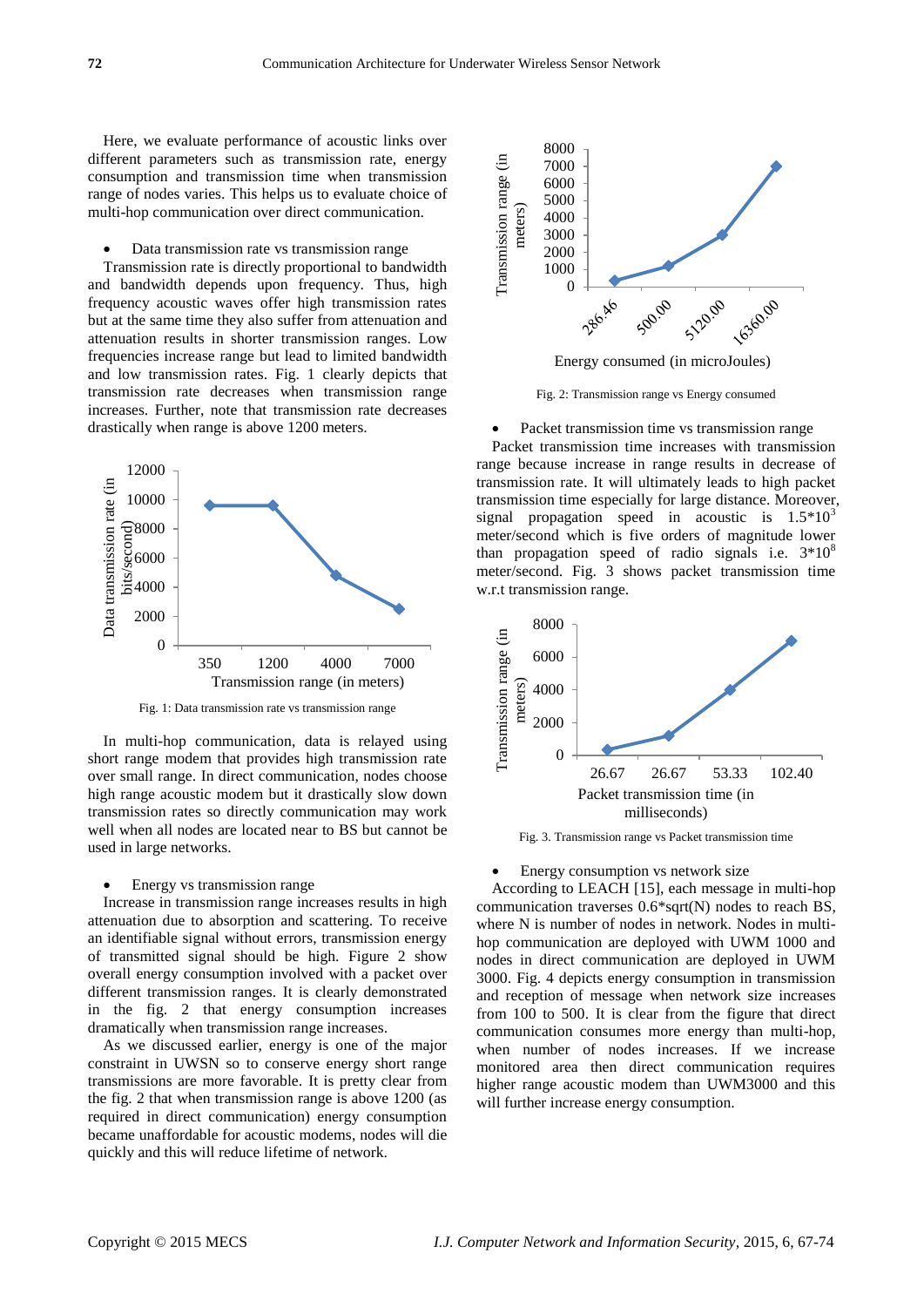Here, we evaluate performance of acoustic links over different parameters such as transmission rate, energy consumption and transmission time when transmission range of nodes varies. This helps us to evaluate choice of multi-hop communication over direct communication.

- Data transmission rate vs transmission range

Transmission rate is directly proportional to bandwidth and bandwidth depends upon frequency. Thus, high frequency acoustic waves offer high transmission rates but at the same time they also suffer from attenuation and attenuation results in shorter transmission ranges. Low frequencies increase range but lead to limited bandwidth and low transmission rates. Fig. 1 clearly depicts that transmission rate decreases when transmission range increases. Further, note that transmission rate decreases drastically when range is above 1200 meters.

Fig. 1: Data transmission rate vs transmission range

In multi-hop communication, data is relayed using short range modem that provides high transmission rate over small range. In direct communication, nodes choose high range acoustic modem but it drastically slow down transmission rates so directly communication may work well when all nodes are located near to BS but cannot be used in large networks.

- Energy vs transmission range

Increase in transmission range increases results in high attenuation due to absorption and scattering. To receive an identifiable signal without errors, transmission energy of transmitted signal should be high. Figure 2 show overall energy consumption involved with a packet over different transmission ranges. It is clearly demonstrated in the fig. 2 that energy consumption increases dramatically when transmission range increases.

As we discussed earlier, energy is one of the major constraint in UWSN so to conserve energy short range transmissions are more favorable. It is pretty clear from the fig. 2 that when transmission range is above 1200 (as required in direct communication) energy consumption became unaffordable for acoustic modems, nodes will die quickly and this will reduce lifetime of network.

Fig. 2: Transmission range vs Energy consumed

- Packet transmission time vs transmission range

Packet transmission time increases with transmission range because increase in range results in decrease of transmission rate. It will ultimately leads to high packet transmission time especially for large distance. Moreover, signal propagation speed in acoustic is $1.5*10^3$ meter/second which is five orders of magnitude lower than propagation speed of radio signals i.e. $3*10^8$ meter/second. Fig. 3 shows packet transmission time w.r.t transmission range.

Fig. 3. Transmission range vs Packet transmission time

- Energy consumption vs network size

According to LEACH [15], each message in multi-hop communication traverses 0.6*sqrt(N) nodes to reach BS, where N is number of nodes in network. Nodes in multi-hop communication are deployed with UWM 1000 and nodes in direct communication are deployed in UWM 3000. Fig. 4 depicts energy consumption in transmission and reception of message when network size increases from 100 to 500. It is clear from the figure that direct communication consumes more energy than multi-hop, when number of nodes increases. If we increase monitored area then direct communication requires higher range acoustic modem than UWM3000 and this will further increase energy consumption.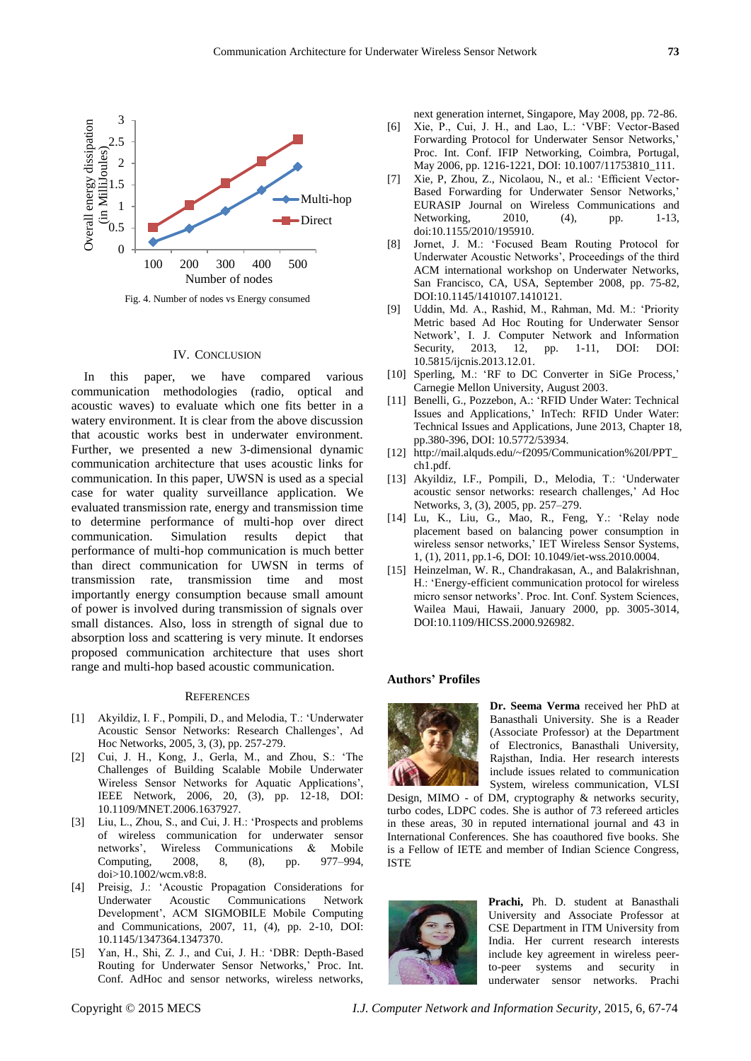Fig. 4. Number of nodes vs Energy consumed

## IV. Conclusion

In this paper, we have compared various communication methodologies (radio, optical and acoustic waves) to evaluate which one fits better in a watery environment. It is clear from the above discussion that acoustic works best in underwater environment. Further, we presented a new 3-dimensional dynamic communication architecture that uses acoustic links for communication. In this paper, UWSN is used as a special case for water quality surveillance application. We evaluated transmission rate, energy and transmission time to determine performance of multi-hop over direct communication. Simulation results depict that performance of multi-hop communication is much better than direct communication for UWSN in terms of transmission rate, transmission time and most importantly energy consumption because small amount of power is involved during transmission of signals over small distances. Also, loss in strength of signal due to absorption loss and scattering is very minute. It endorses proposed communication architecture that uses short range and multi-hop based acoustic communication.

## References

[1] Akyildiz, I. F., Pompili, D., and Melodia, T.: 'Underwater Acoustic Sensor Networks: Research Challenges', Ad Hoc Networks, 2005, 3, (3), pp. 257-279.

[2] Cui, J. H., Kong, J., Gerla, M., and Zhou, S.: 'The Challenges of Building Scalable Mobile Underwater Wireless Sensor Networks for Aquatic Applications', IEEE Network, 2006, 20, (3), pp. 12-18, DOI: 10.1109/MNET.2006.1637927.

[3] Liu, L., Zhou, S., and Cui, J. H.: 'Prospects and problems of wireless communication for underwater sensor networks', Wireless Communications & Mobile Computing, 2008, 8, (8), pp. 977–994, doi>10.1002/wcm.v8:8.

[4] Preisig, J.: 'Acoustic Propagation Considerations for Underwater Acoustic Communications Network Development', ACM SIGMOBILE Mobile Computing and Communications, 2007, 11, (4), pp. 2-10, DOI: 10.1145/1347364.1347370.

[5] Yan, H., Shi, Z. J., and Cui, J. H.: 'DBR: Depth-Based Routing for Underwater Sensor Networks,' Proc. Int. Conf. AdHoc and sensor networks, wireless networks, next generation internet, Singapore, May 2008, pp. 72-86.

[6] Xie, P., Cui, J. H., and Lao, L.: 'VBF: Vector-Based Forwarding Protocol for Underwater Sensor Networks,' Proc. Int. Conf. IFIP Networking, Coimbra, Portugal, May 2006, pp. 1216-1221, DOI: 10.1007/11753810_111.

[7] Xie, P, Zhou, Z., Nicolaou, N., et al.: 'Efficient Vector-Based Forwarding for Underwater Sensor Networks,' EURASIP Journal on Wireless Communications and Networking, 2010, (4), pp. 1-13, doi:10.1155/2010/195910.

[8] Jornet, J. M.: 'Focused Beam Routing Protocol for Underwater Acoustic Networks', Proceedings of the third ACM international workshop on Underwater Networks, San Francisco, CA, USA, September 2008, pp. 75-82, DOI:10.1145/1410107.1410121.

[9] Uddin, Md. A., Rashid, M., Rahman, Md. M.: 'Priority Metric based Ad Hoc Routing for Underwater Sensor Network', I. J. Computer Network and Information Security, 2013, 12, pp. 1-11, DOI: DOI: 10.5815/ijcnis.2013.12.01.

[10] Sperling, M.: 'RF to DC Converter in SiGe Process,' Carnegie Mellon University, August 2003.

[11] Benelli, G., Pozzebon, A.: 'RFID Under Water: Technical Issues and Applications,' InTech: RFID Under Water: Technical Issues and Applications, June 2013, Chapter 18, pp.380-396, DOI: 10.5772/53934.

[12] http://mail.alquds.edu/~f2095/Communication%20I/PPT_ch1.pdf.

[13] Akyildiz, I.F., Pompili, D., Melodia, T.: 'Underwater acoustic sensor networks: research challenges,' Ad Hoc Networks, 3, (3), 2005, pp. 257–279.

[14] Lu, K., Liu, G., Mao, R., Feng, Y.: 'Relay node placement based on balancing power consumption in wireless sensor networks,' IET Wireless Sensor Systems, 1, (1), 2011, pp.1-6, DOI: 10.1049/iet-wss.2010.0004.

[15] Heinzelman, W. R., Chandrakasan, A., and Balakrishnan, H.: 'Energy-efficient communication protocol for wireless micro sensor networks'. Proc. Int. Conf. System Sciences, Wailea Maui, Hawaii, January 2000, pp. 3005-3014, DOI:10.1109/HICSS.2000.926982.

## Authors' Profiles

**Dr. Seema Verma** received her PhD at Banasthali University. She is a Reader (Associate Professor) at the Department of Electronics, Banasthali University, Rajsthan, India. Her research interests include issues related to communication System, wireless communication, VLSI Design, MIMO - of DM, cryptography & networks security, turbo codes, LDPC codes. She is author of 73 refereed articles in these areas, 30 in reputed international journal and 43 in International Conferences. She has coauthored five books. She is a Fellow of IETE and member of Indian Science Congress, ISTE

**Prachi,** Ph. D. student at Banasthali University and Associate Professor at CSE Department in ITM University from India. Her current research interests include key agreement in wireless peer-to-peer systems and security in underwater sensor networks. Prachi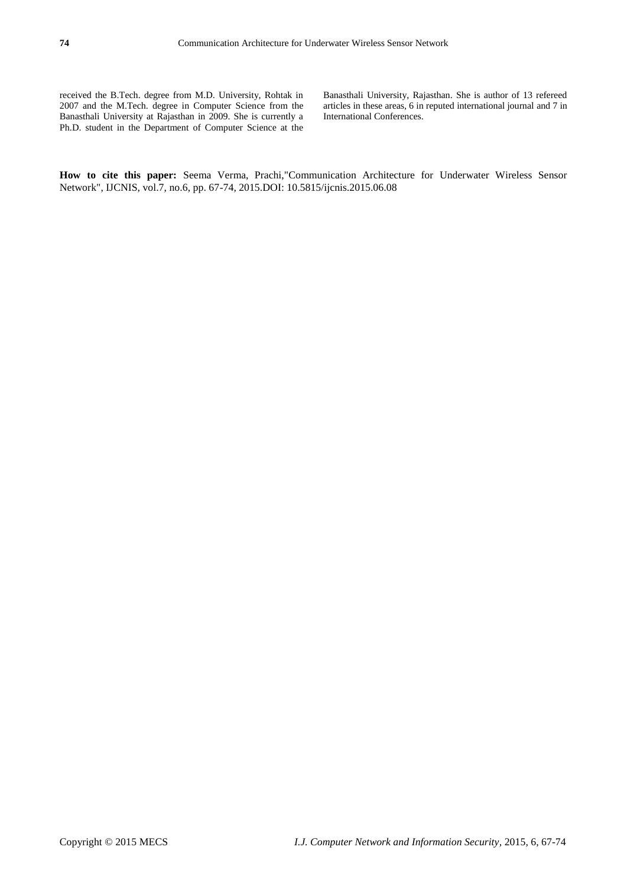received the B.Tech. degree from M.D. University, Rohtak in 2007 and the M.Tech. degree in Computer Science from the Banasthali University at Rajasthan in 2009. She is currently a Ph.D. student in the Department of Computer Science at the Banasthali University, Rajasthan. She is author of 13 refereed articles in these areas, 6 in reputed international journal and 7 in International Conferences.

**How to cite this paper:** Seema Verma, Prachi,"Communication Architecture for Underwater Wireless Sensor Network", IJCNIS, vol.7, no.6, pp. 67-74, 2015.DOI: 10.5815/ijcnis.2015.06.08